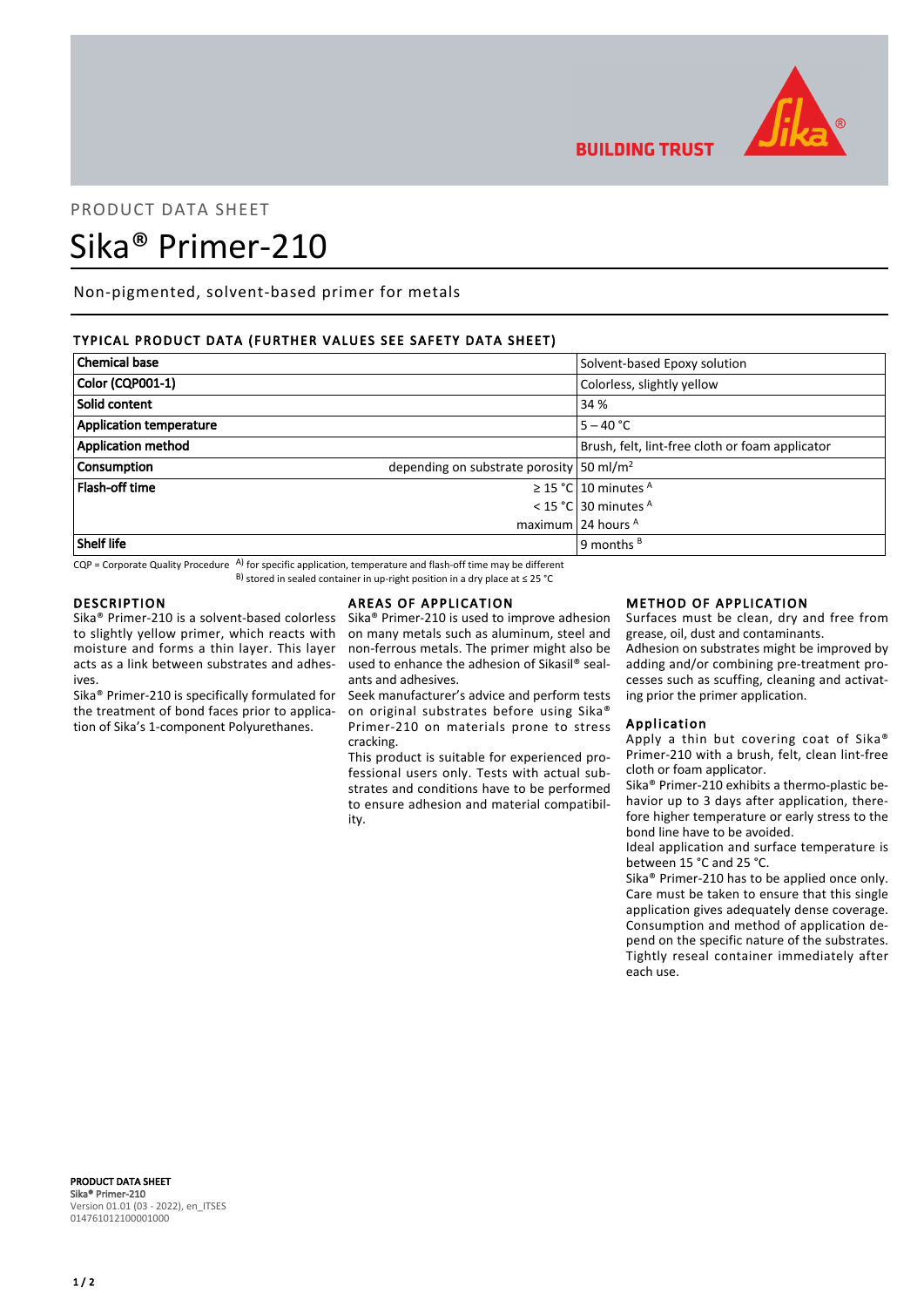PRODUCT DATA SHEET

# Sika® Primer-210

Non-pigmented, solvent-based primer for metals

## TYPICAL PRODUCT DATA (FURTHER VALUES SEE SAFETY DATA SHEET)

| Property | Condition | Value |
|---|---|---|
| **Chemical base** | | Solvent-based Epoxy solution |
| **Color (CQP001-1)** | | Colorless, slightly yellow |
| **Solid content** | | 34 % |
| **Application temperature** | | 5 – 40 °C |
| **Application method** | | Brush, felt, lint-free cloth or foam applicator |
| **Consumption** | depending on substrate porosity | 50 ml/m² |
| **Flash-off time** | ≥ 15 °C | 10 minutes [A] |
| | < 15 °C | 30 minutes [A] |
| | maximum | 24 hours [A] |
| **Shelf life** | | 9 months [B] |

CQP = Corporate Quality Procedure [A] for specific application, temperature and flash-off time may be different
[B] stored in sealed container in up-right position in a dry place at ≤ 25 °C

## DESCRIPTION

Sika® Primer-210 is a solvent-based colorless to slightly yellow primer, which reacts with moisture and forms a thin layer. This layer acts as a link between substrates and adhesives.

Sika® Primer-210 is specifically formulated for the treatment of bond faces prior to application of Sika's 1-component Polyurethanes.

## AREAS OF APPLICATION

Sika® Primer-210 is used to improve adhesion on many metals such as aluminum, steel and non-ferrous metals. The primer might also be used to enhance the adhesion of Sikasil® sealants and adhesives.

Seek manufacturer's advice and perform tests on original substrates before using Sika® Primer-210 on materials prone to stress cracking.

This product is suitable for experienced professional users only. Tests with actual substrates and conditions have to be performed to ensure adhesion and material compatibility.

## METHOD OF APPLICATION

Surfaces must be clean, dry and free from grease, oil, dust and contaminants.

Adhesion on substrates might be improved by adding and/or combining pre-treatment processes such as scuffing, cleaning and activating prior the primer application.

### Application

Apply a thin but covering coat of Sika® Primer-210 with a brush, felt, clean lint-free cloth or foam applicator.

Sika® Primer-210 exhibits a thermo-plastic behavior up to 3 days after application, therefore higher temperature or early stress to the bond line have to be avoided.

Ideal application and surface temperature is between 15 °C and 25 °C.

Sika® Primer-210 has to be applied once only. Care must be taken to ensure that this single application gives adequately dense coverage. Consumption and method of application depend on the specific nature of the substrates.

Tightly reseal container immediately after each use.

**PRODUCT DATA SHEET**
**Sika® Primer-210**
Version 01.01 (03 - 2022), en_ITSES
014761012100001000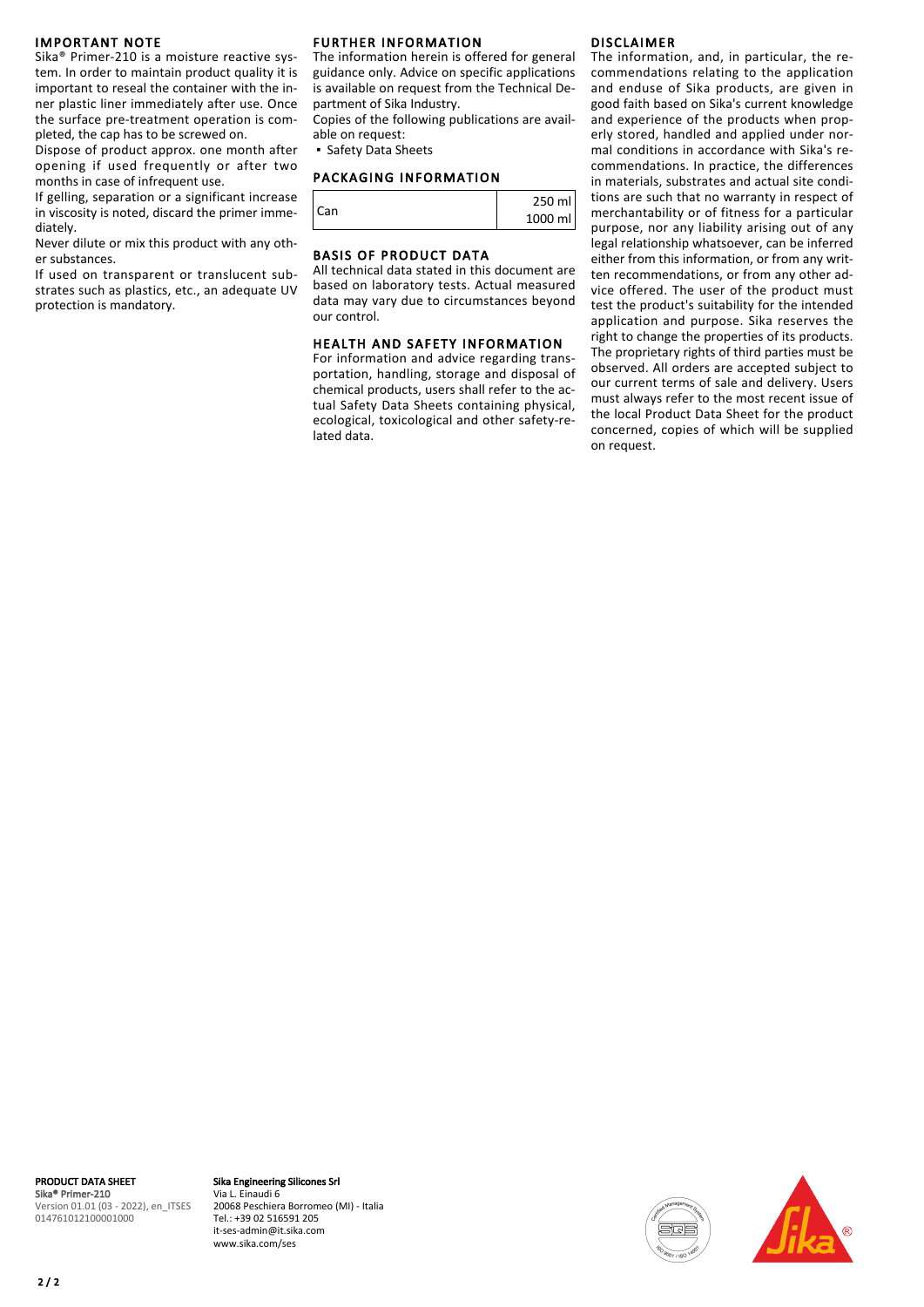## IMPORTANT NOTE

Sika® Primer-210 is a moisture reactive system. In order to maintain product quality it is important to reseal the container with the inner plastic liner immediately after use. Once the surface pre-treatment operation is completed, the cap has to be screwed on.

Dispose of product approx. one month after opening if used frequently or after two months in case of infrequent use.

If gelling, separation or a significant increase in viscosity is noted, discard the primer immediately.

Never dilute or mix this product with any other substances.

If used on transparent or translucent substrates such as plastics, etc., an adequate UV protection is mandatory.

## FURTHER INFORMATION

The information herein is offered for general guidance only. Advice on specific applications is available on request from the Technical Department of Sika Industry.

Copies of the following publications are available on request:

- Safety Data Sheets

## PACKAGING INFORMATION

| | |
|---|---|
| Can | 250 ml<br>1000 ml |

## BASIS OF PRODUCT DATA

All technical data stated in this document are based on laboratory tests. Actual measured data may vary due to circumstances beyond our control.

## HEALTH AND SAFETY INFORMATION

For information and advice regarding transportation, handling, storage and disposal of chemical products, users shall refer to the actual Safety Data Sheets containing physical, ecological, toxicological and other safety-related data.

## DISCLAIMER

The information, and, in particular, the recommendations relating to the application and enduse of Sika products, are given in good faith based on Sika's current knowledge and experience of the products when properly stored, handled and applied under normal conditions in accordance with Sika's recommendations. In practice, the differences in materials, substrates and actual site conditions are such that no warranty in respect of merchantability or of fitness for a particular purpose, nor any liability arising out of any legal relationship whatsoever, can be inferred either from this information, or from any written recommendations, or from any other advice offered. The user of the product must test the product's suitability for the intended application and purpose. Sika reserves the right to change the properties of its products. The proprietary rights of third parties must be observed. All orders are accepted subject to our current terms of sale and delivery. Users must always refer to the most recent issue of the local Product Data Sheet for the product concerned, copies of which will be supplied on request.

**PRODUCT DATA SHEET**
**Sika® Primer-210**
Version 01.01 (03 - 2022), en_ITSES
014761012100001000

**Sika Engineering Silicones Srl**
Via L. Einaudi 6
20068 Peschiera Borromeo (MI) - Italia
Tel.: +39 02 516591 205
it-ses-admin@it.sika.com
www.sika.com/ses